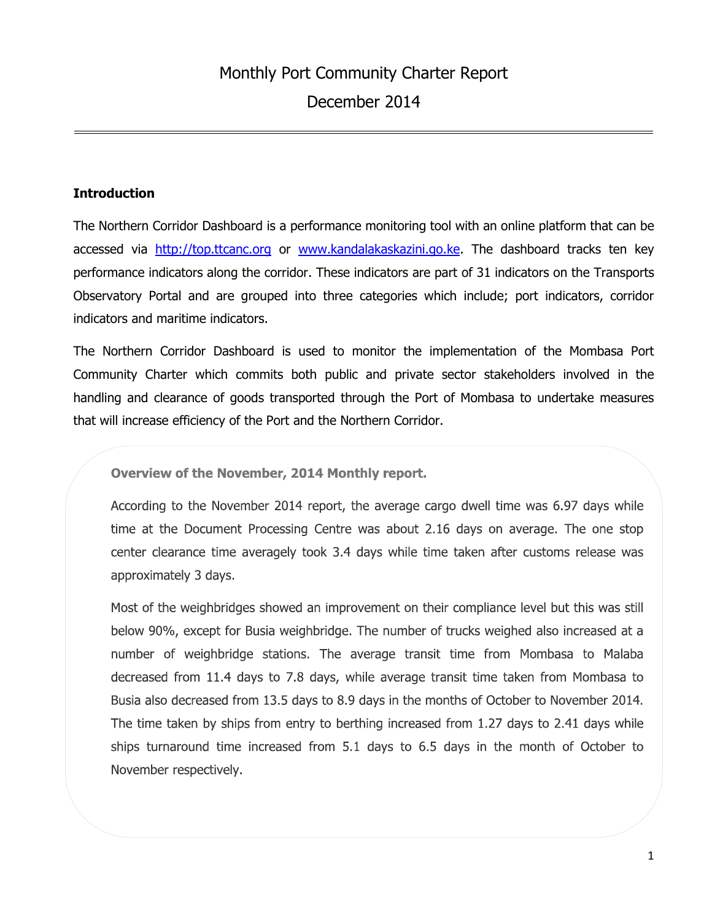# Monthly Port Community Charter Report

# December 2014

---

**Introduction**

The Northern Corridor Dashboard is a performance monitoring tool with an online platform that can be accessed via http://top.ttcanc.org or www.kandalakaskazini.go.ke. The dashboard tracks ten key performance indicators along the corridor. These indicators are part of 31 indicators on the Transports Observatory Portal and are grouped into three categories which include; port indicators, corridor indicators and maritime indicators.

The Northern Corridor Dashboard is used to monitor the implementation of the Mombasa Port Community Charter which commits both public and private sector stakeholders involved in the handling and clearance of goods transported through the Port of Mombasa to undertake measures that will increase efficiency of the Port and the Northern Corridor.

**Overview of the November, 2014 Monthly report.**

According to the November 2014 report, the average cargo dwell time was 6.97 days while time at the Document Processing Centre was about 2.16 days on average. The one stop center clearance time averagely took 3.4 days while time taken after customs release was approximately 3 days.

Most of the weighbridges showed an improvement on their compliance level but this was still below 90%, except for Busia weighbridge. The number of trucks weighed also increased at a number of weighbridge stations. The average transit time from Mombasa to Malaba decreased from 11.4 days to 7.8 days, while average transit time taken from Mombasa to Busia also decreased from 13.5 days to 8.9 days in the months of October to November 2014. The time taken by ships from entry to berthing increased from 1.27 days to 2.41 days while ships turnaround time increased from 5.1 days to 6.5 days in the month of October to November respectively.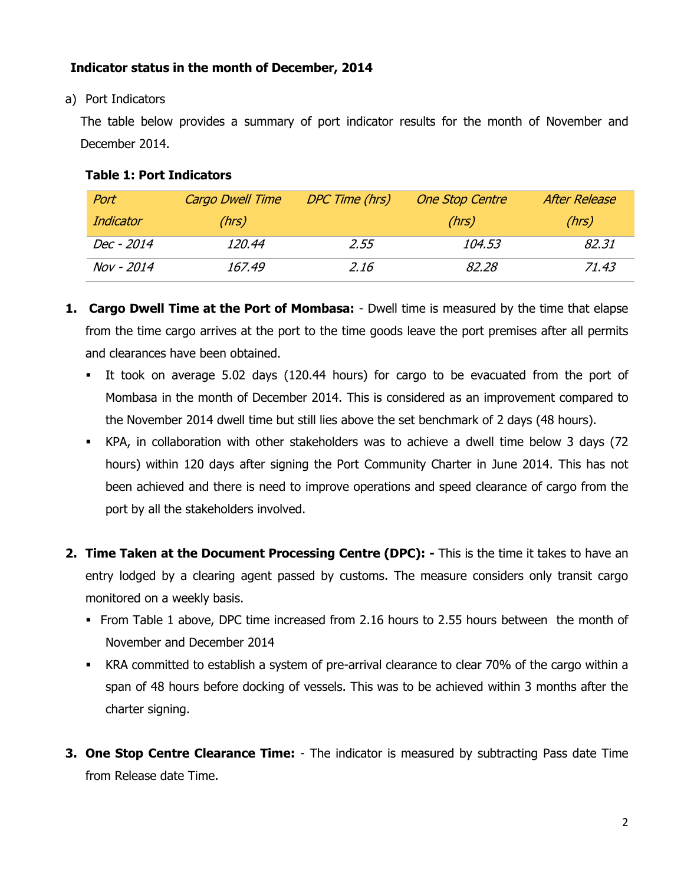**Indicator status in the month of December, 2014**

a) Port Indicators

The table below provides a summary of port indicator results for the month of November and December 2014.

**Table 1: Port Indicators**

| *Port Indicator* | *Cargo Dwell Time (hrs)* | *DPC Time (hrs)* | *One Stop Centre (hrs)* | *After Release (hrs)* |
|---|---|---|---|---|
| *Dec - 2014* | *120.44* | *2.55* | *104.53* | *82.31* |
| *Nov - 2014* | *167.49* | *2.16* | *82.28* | *71.43* |

1. **Cargo Dwell Time at the Port of Mombasa:** - Dwell time is measured by the time that elapse from the time cargo arrives at the port to the time goods leave the port premises after all permits and clearances have been obtained.
   - It took on average 5.02 days (120.44 hours) for cargo to be evacuated from the port of Mombasa in the month of December 2014. This is considered as an improvement compared to the November 2014 dwell time but still lies above the set benchmark of 2 days (48 hours).
   - KPA, in collaboration with other stakeholders was to achieve a dwell time below 3 days (72 hours) within 120 days after signing the Port Community Charter in June 2014. This has not been achieved and there is need to improve operations and speed clearance of cargo from the port by all the stakeholders involved.

2. **Time Taken at the Document Processing Centre (DPC): -** This is the time it takes to have an entry lodged by a clearing agent passed by customs. The measure considers only transit cargo monitored on a weekly basis.
   - From Table 1 above, DPC time increased from 2.16 hours to 2.55 hours between the month of November and December 2014
   - KRA committed to establish a system of pre-arrival clearance to clear 70% of the cargo within a span of 48 hours before docking of vessels. This was to be achieved within 3 months after the charter signing.

3. **One Stop Centre Clearance Time:** - The indicator is measured by subtracting Pass date Time from Release date Time.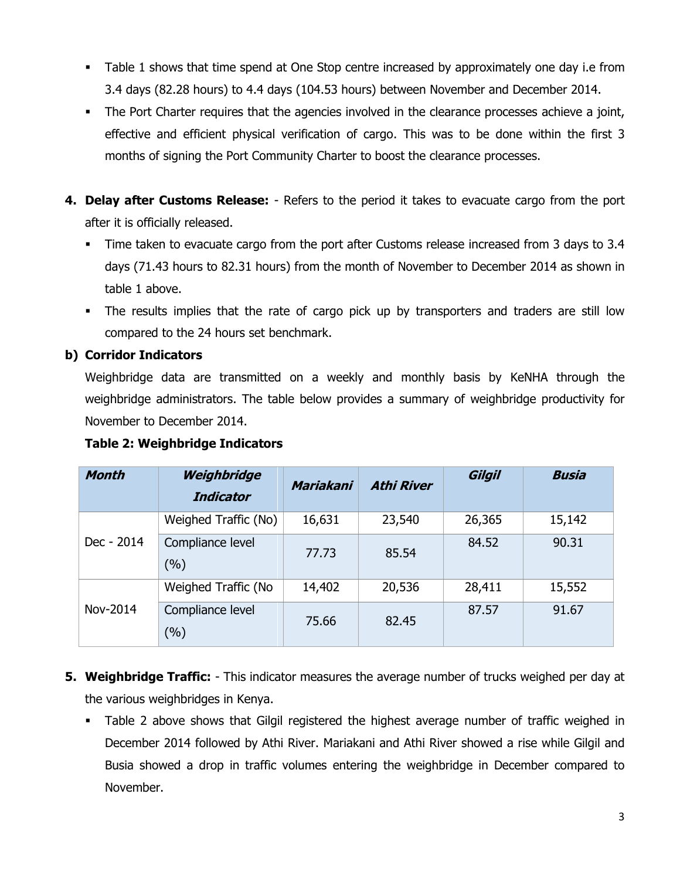- Table 1 shows that time spend at One Stop centre increased by approximately one day i.e from 3.4 days (82.28 hours) to 4.4 days (104.53 hours) between November and December 2014.
- The Port Charter requires that the agencies involved in the clearance processes achieve a joint, effective and efficient physical verification of cargo. This was to be done within the first 3 months of signing the Port Community Charter to boost the clearance processes.

4. **Delay after Customs Release:** - Refers to the period it takes to evacuate cargo from the port after it is officially released.
   - Time taken to evacuate cargo from the port after Customs release increased from 3 days to 3.4 days (71.43 hours to 82.31 hours) from the month of November to December 2014 as shown in table 1 above.
   - The results implies that the rate of cargo pick up by transporters and traders are still low compared to the 24 hours set benchmark.

**b) Corridor Indicators**

Weighbridge data are transmitted on a weekly and monthly basis by KeNHA through the weighbridge administrators. The table below provides a summary of weighbridge productivity for November to December 2014.

**Table 2: Weighbridge Indicators**

| *Month* | *Weighbridge Indicator* | *Mariakani* | *Athi River* | *Gilgil* | *Busia* |
|---|---|---|---|---|---|
| Dec - 2014 | Weighed Traffic (No) | 16,631 | 23,540 | 26,365 | 15,142 |
| | Compliance level (%) | 77.73 | 85.54 | 84.52 | 90.31 |
| Nov-2014 | Weighed Traffic (No | 14,402 | 20,536 | 28,411 | 15,552 |
| | Compliance level (%) | 75.66 | 82.45 | 87.57 | 91.67 |

5. **Weighbridge Traffic:** - This indicator measures the average number of trucks weighed per day at the various weighbridges in Kenya.
   - Table 2 above shows that Gilgil registered the highest average number of traffic weighed in December 2014 followed by Athi River. Mariakani and Athi River showed a rise while Gilgil and Busia showed a drop in traffic volumes entering the weighbridge in December compared to November.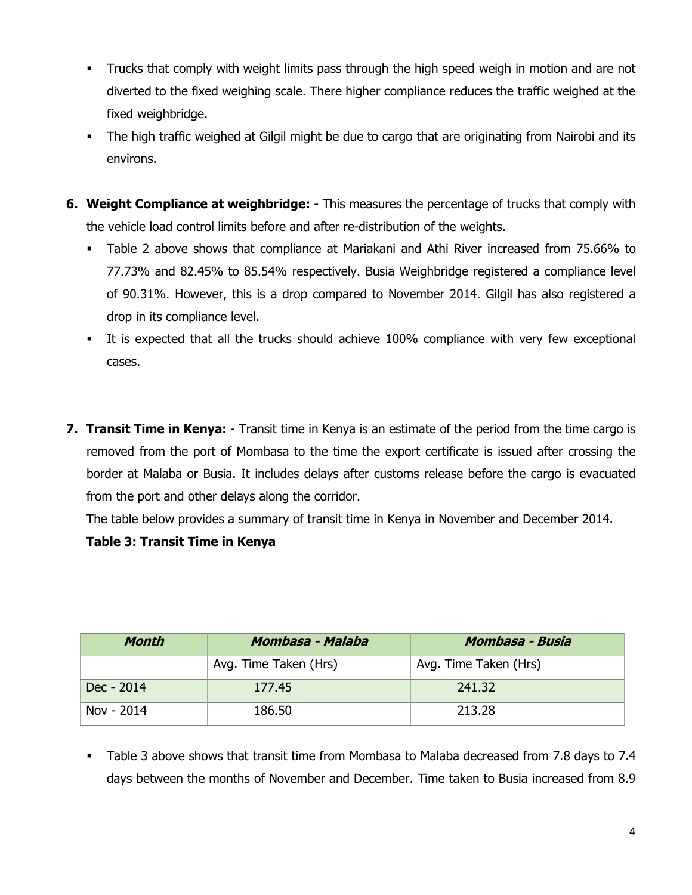- Trucks that comply with weight limits pass through the high speed weigh in motion and are not diverted to the fixed weighing scale. There higher compliance reduces the traffic weighed at the fixed weighbridge.
- The high traffic weighed at Gilgil might be due to cargo that are originating from Nairobi and its environs.

6. **Weight Compliance at weighbridge:** - This measures the percentage of trucks that comply with the vehicle load control limits before and after re-distribution of the weights.
   - Table 2 above shows that compliance at Mariakani and Athi River increased from 75.66% to 77.73% and 82.45% to 85.54% respectively. Busia Weighbridge registered a compliance level of 90.31%. However, this is a drop compared to November 2014. Gilgil has also registered a drop in its compliance level.
   - It is expected that all the trucks should achieve 100% compliance with very few exceptional cases.

7. **Transit Time in Kenya:** - Transit time in Kenya is an estimate of the period from the time cargo is removed from the port of Mombasa to the time the export certificate is issued after crossing the border at Malaba or Busia. It includes delays after customs release before the cargo is evacuated from the port and other delays along the corridor.

   The table below provides a summary of transit time in Kenya in November and December 2014.

   **Table 3: Transit Time in Kenya**

| ***Month*** | ***Mombasa - Malaba*** | ***Mombasa - Busia*** |
|---|---|---|
| | Avg. Time Taken (Hrs) | Avg. Time Taken (Hrs) |
| Dec - 2014 | 177.45 | 241.32 |
| Nov - 2014 | 186.50 | 213.28 |

- Table 3 above shows that transit time from Mombasa to Malaba decreased from 7.8 days to 7.4 days between the months of November and December. Time taken to Busia increased from 8.9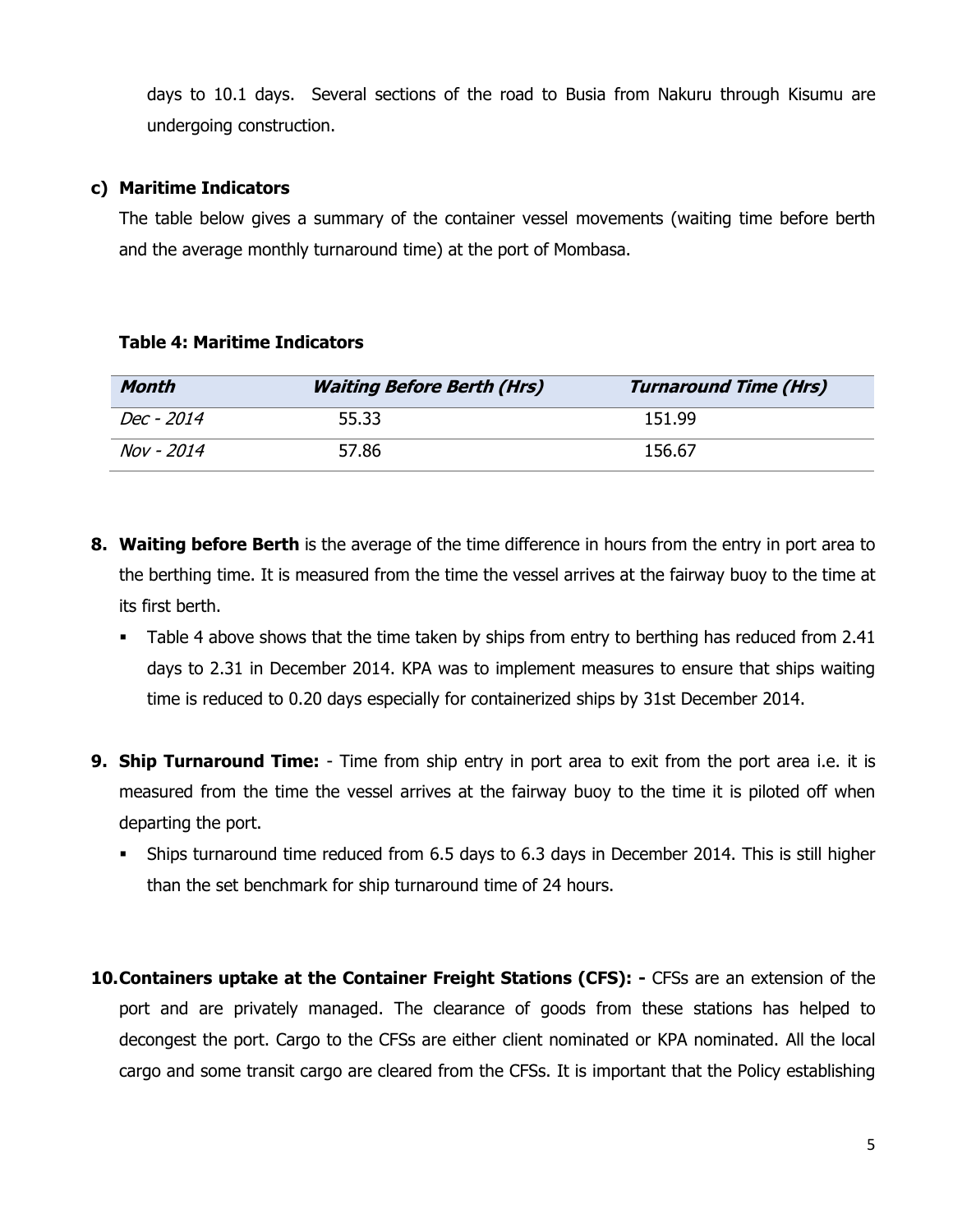days to 10.1 days. Several sections of the road to Busia from Nakuru through Kisumu are undergoing construction.

**c) Maritime Indicators**

The table below gives a summary of the container vessel movements (waiting time before berth and the average monthly turnaround time) at the port of Mombasa.

**Table 4: Maritime Indicators**

| *Month* | *Waiting Before Berth (Hrs)* | *Turnaround Time (Hrs)* |
|---|---|---|
| *Dec - 2014* | 55.33 | 151.99 |
| *Nov - 2014* | 57.86 | 156.67 |

8. **Waiting before Berth** is the average of the time difference in hours from the entry in port area to the berthing time. It is measured from the time the vessel arrives at the fairway buoy to the time at its first berth.
   - Table 4 above shows that the time taken by ships from entry to berthing has reduced from 2.41 days to 2.31 in December 2014. KPA was to implement measures to ensure that ships waiting time is reduced to 0.20 days especially for containerized ships by 31st December 2014.

9. **Ship Turnaround Time:** - Time from ship entry in port area to exit from the port area i.e. it is measured from the time the vessel arrives at the fairway buoy to the time it is piloted off when departing the port.
   - Ships turnaround time reduced from 6.5 days to 6.3 days in December 2014. This is still higher than the set benchmark for ship turnaround time of 24 hours.

10. **Containers uptake at the Container Freight Stations (CFS): -** CFSs are an extension of the port and are privately managed. The clearance of goods from these stations has helped to decongest the port. Cargo to the CFSs are either client nominated or KPA nominated. All the local cargo and some transit cargo are cleared from the CFSs. It is important that the Policy establishing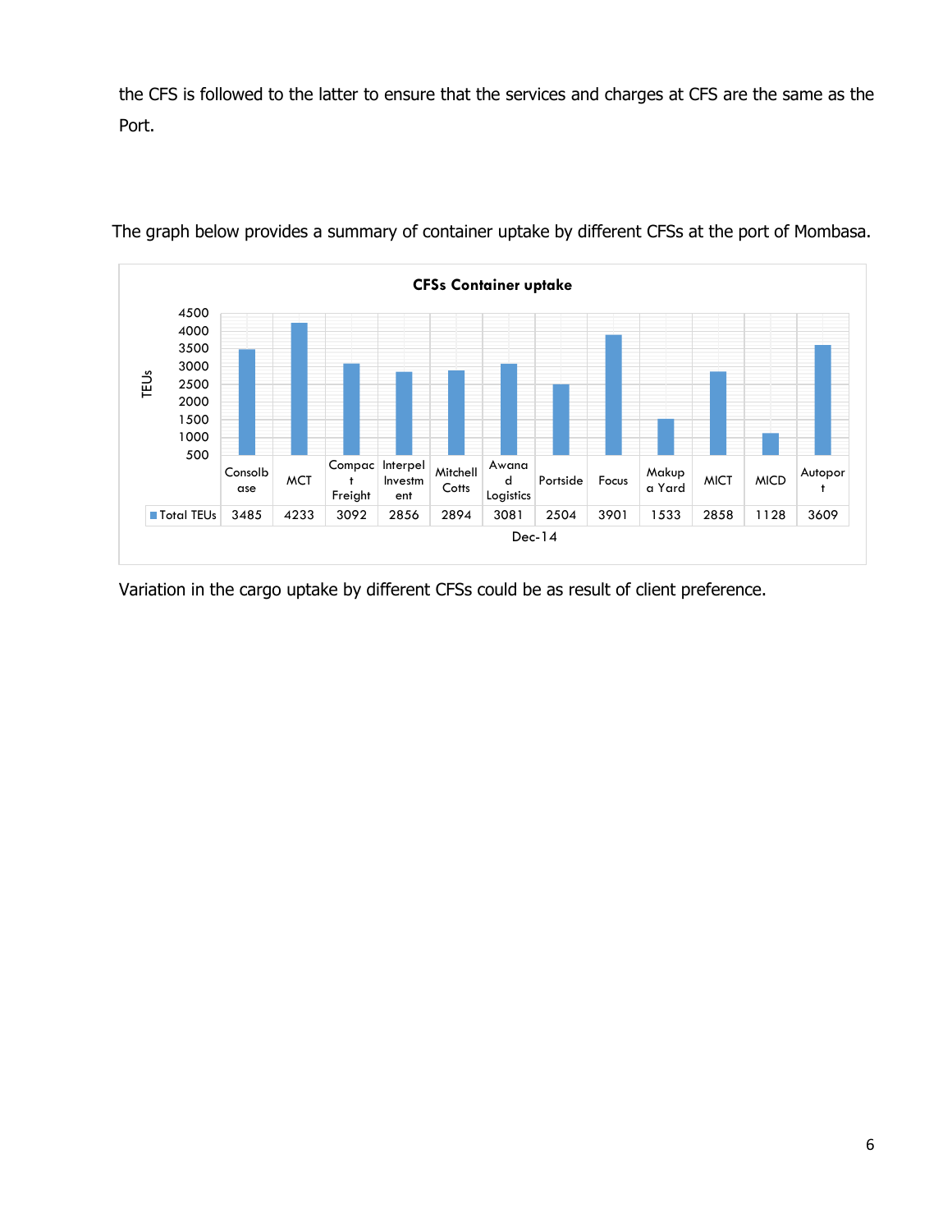the CFS is followed to the latter to ensure that the services and charges at CFS are the same as the Port.

The graph below provides a summary of container uptake by different CFSs at the port of Mombasa.

**CFSs Container uptake**

TEUs

4500
4000
3500
3000
2500
2000
1500
1000
500

Consolbase
MCT
Compact Freight
Interpel Investment
Mitchell Cotts
Awanad Logistics
Portside
Focus
Makupa Yard
MICT
MICD
Autoport

Total TEUs
3485
4233
3092
2856
2894
3081
2504
3901
1533
2858
1128
3609

Dec-14

Variation in the cargo uptake by different CFSs could be as result of client preference.